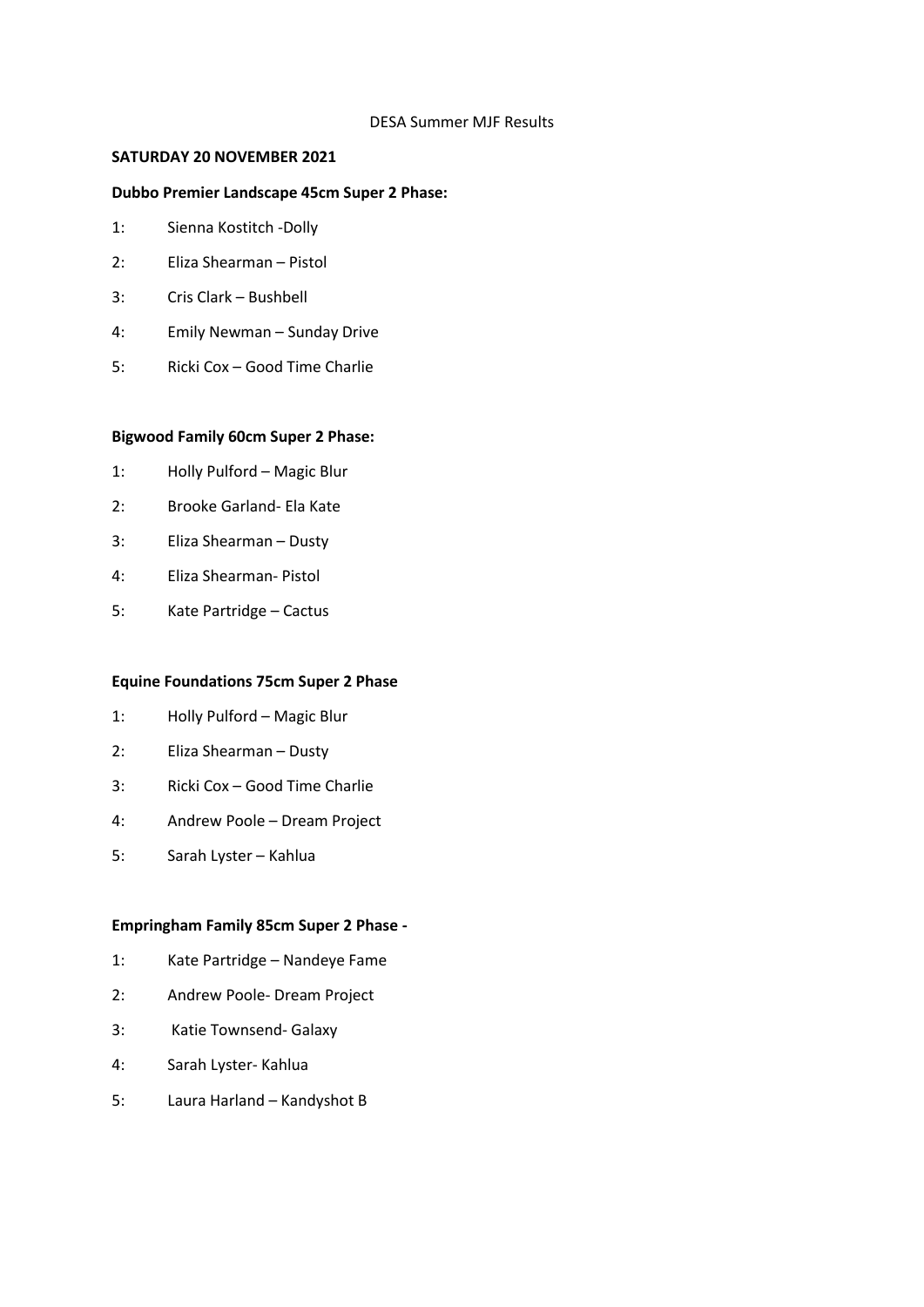DESA Summer MJF Results

**SATURDAY 20 NOVEMBER 2021**

**Dubbo Premier Landscape 45cm Super 2 Phase:**

1: Sienna Kostitch -Dolly

2: Eliza Shearman – Pistol

3: Cris Clark – Bushbell

4: Emily Newman – Sunday Drive

5: Ricki Cox – Good Time Charlie

**Bigwood Family 60cm Super 2 Phase:**

1: Holly Pulford – Magic Blur

2: Brooke Garland- Ela Kate

3: Eliza Shearman – Dusty

4: Eliza Shearman- Pistol

5: Kate Partridge – Cactus

**Equine Foundations 75cm Super 2 Phase**

1: Holly Pulford – Magic Blur

2: Eliza Shearman – Dusty

3: Ricki Cox – Good Time Charlie

4: Andrew Poole – Dream Project

5: Sarah Lyster – Kahlua

**Empringham Family 85cm Super 2 Phase -**

1: Kate Partridge – Nandeye Fame

2: Andrew Poole- Dream Project

3: Katie Townsend- Galaxy

4: Sarah Lyster- Kahlua

5: Laura Harland – Kandyshot B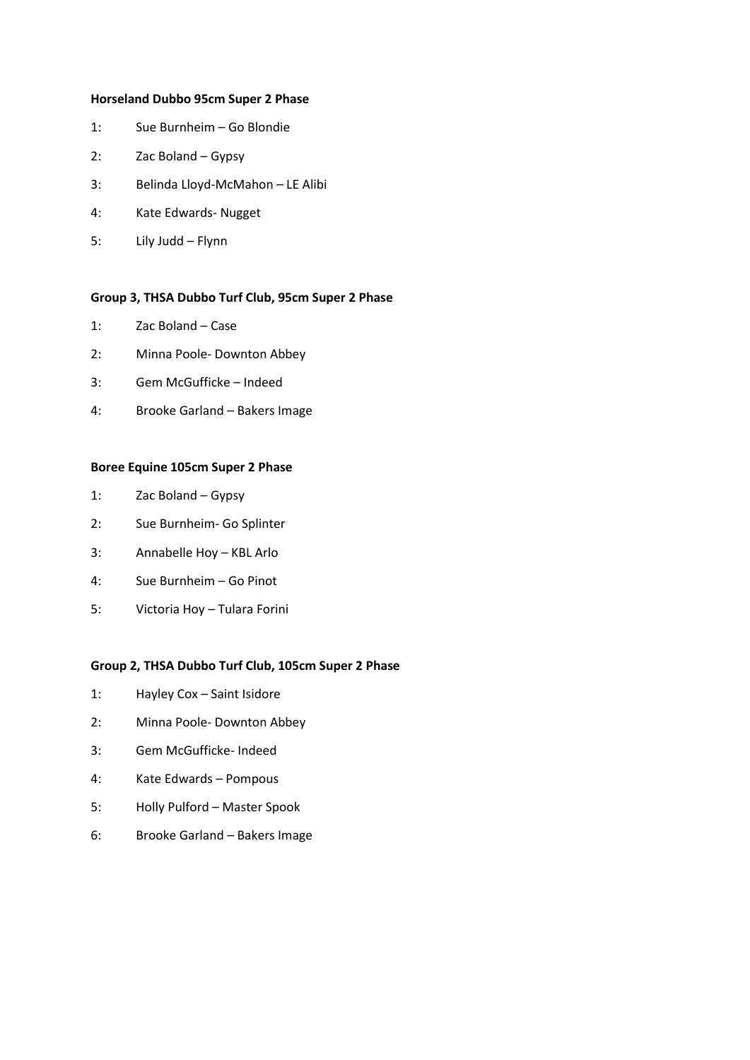**Horseland Dubbo 95cm Super 2 Phase**

1: Sue Burnheim – Go Blondie

2: Zac Boland – Gypsy

3: Belinda Lloyd-McMahon – LE Alibi

4: Kate Edwards- Nugget

5: Lily Judd – Flynn

**Group 3, THSA Dubbo Turf Club, 95cm Super 2 Phase**

1: Zac Boland – Case

2: Minna Poole- Downton Abbey

3: Gem McGufficke – Indeed

4: Brooke Garland – Bakers Image

**Boree Equine 105cm Super 2 Phase**

1: Zac Boland – Gypsy

2: Sue Burnheim- Go Splinter

3: Annabelle Hoy – KBL Arlo

4: Sue Burnheim – Go Pinot

5: Victoria Hoy – Tulara Forini

**Group 2, THSA Dubbo Turf Club, 105cm Super 2 Phase**

1: Hayley Cox – Saint Isidore

2: Minna Poole- Downton Abbey

3: Gem McGufficke- Indeed

4: Kate Edwards – Pompous

5: Holly Pulford – Master Spook

6: Brooke Garland – Bakers Image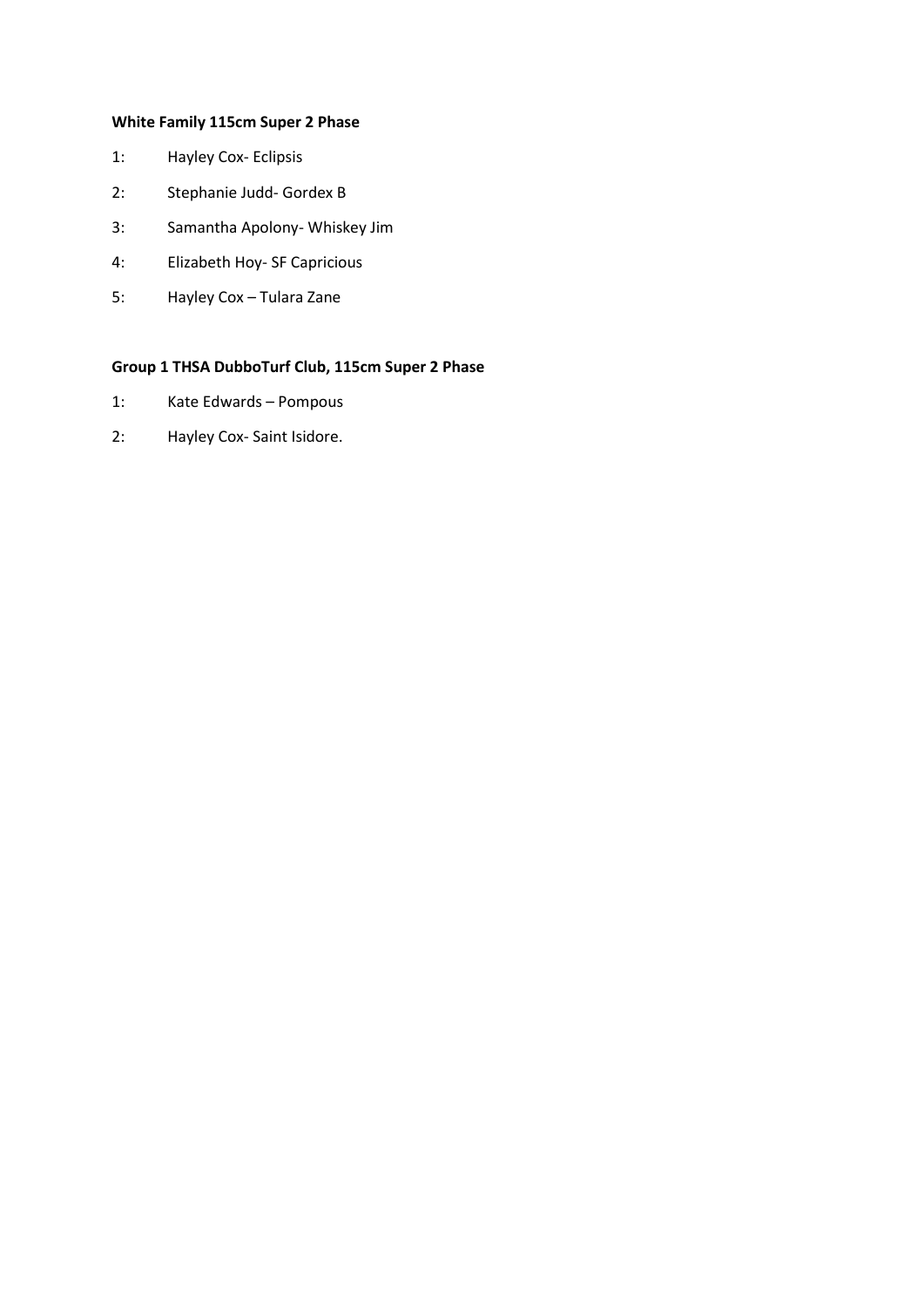**White Family 115cm Super 2 Phase**

1: Hayley Cox- Eclipsis

2: Stephanie Judd- Gordex B

3: Samantha Apolony- Whiskey Jim

4: Elizabeth Hoy- SF Capricious

5: Hayley Cox – Tulara Zane

**Group 1 THSA DubboTurf Club, 115cm Super 2 Phase**

1: Kate Edwards – Pompous

2: Hayley Cox- Saint Isidore.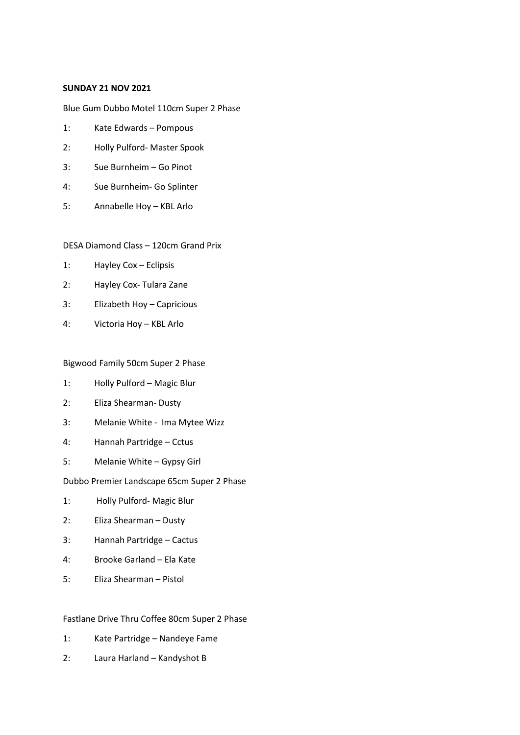**SUNDAY 21 NOV 2021**

Blue Gum Dubbo Motel 110cm Super 2 Phase

1: Kate Edwards – Pompous
2: Holly Pulford- Master Spook
3: Sue Burnheim – Go Pinot
4: Sue Burnheim- Go Splinter
5: Annabelle Hoy – KBL Arlo

DESA Diamond Class – 120cm Grand Prix

1: Hayley Cox – Eclipsis
2: Hayley Cox- Tulara Zane
3: Elizabeth Hoy – Capricious
4: Victoria Hoy – KBL Arlo

Bigwood Family 50cm Super 2 Phase

1: Holly Pulford – Magic Blur
2: Eliza Shearman- Dusty
3: Melanie White - Ima Mytee Wizz
4: Hannah Partridge – Cctus
5: Melanie White – Gypsy Girl

Dubbo Premier Landscape 65cm Super 2 Phase

1: Holly Pulford- Magic Blur
2: Eliza Shearman – Dusty
3: Hannah Partridge – Cactus
4: Brooke Garland – Ela Kate
5: Eliza Shearman – Pistol

Fastlane Drive Thru Coffee 80cm Super 2 Phase

1: Kate Partridge – Nandeye Fame
2: Laura Harland – Kandyshot B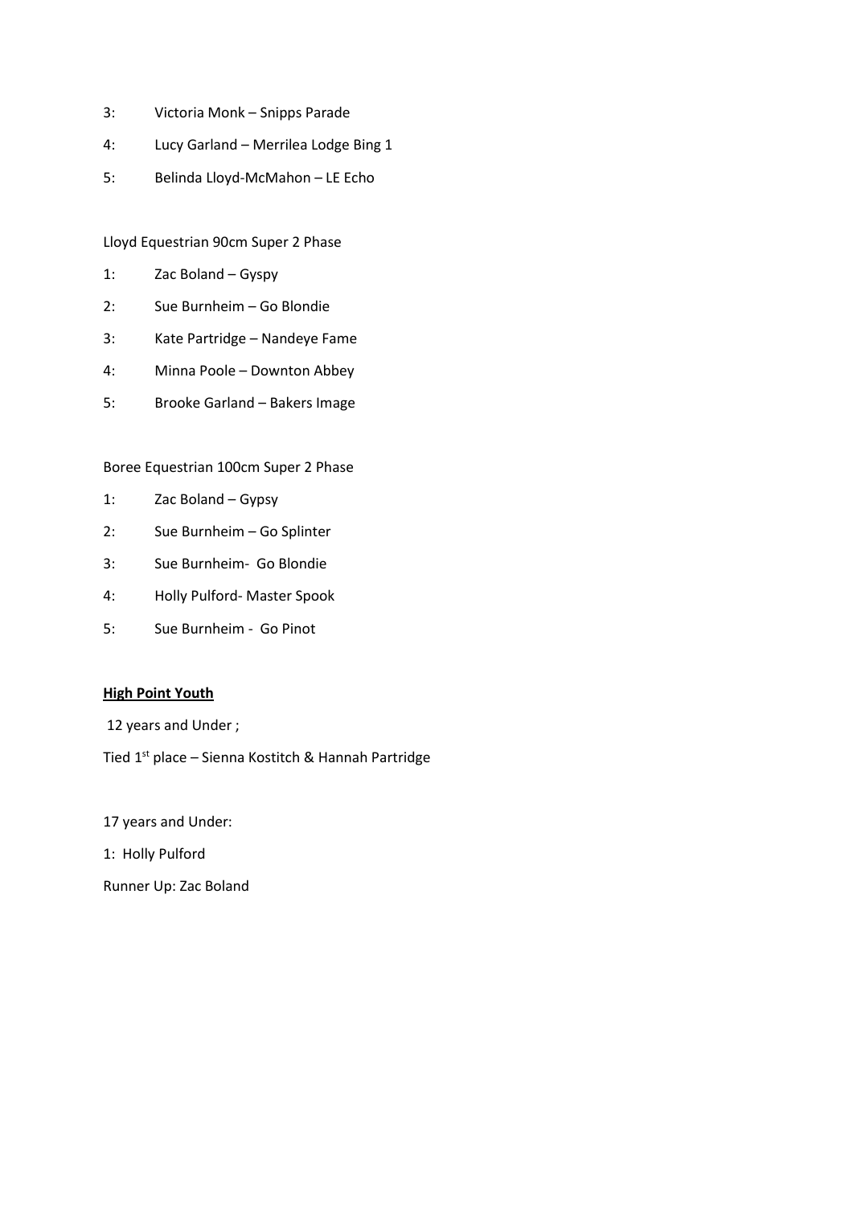3: Victoria Monk – Snipps Parade

4: Lucy Garland – Merrilea Lodge Bing 1

5: Belinda Lloyd-McMahon – LE Echo

Lloyd Equestrian 90cm Super 2 Phase

1: Zac Boland – Gyspy

2: Sue Burnheim – Go Blondie

3: Kate Partridge – Nandeye Fame

4: Minna Poole – Downton Abbey

5: Brooke Garland – Bakers Image

Boree Equestrian 100cm Super 2 Phase

1: Zac Boland – Gypsy

2: Sue Burnheim – Go Splinter

3: Sue Burnheim- Go Blondie

4: Holly Pulford- Master Spook

5: Sue Burnheim - Go Pinot

**High Point Youth**

12 years and Under ;

Tied 1st place – Sienna Kostitch & Hannah Partridge

17 years and Under:

1: Holly Pulford

Runner Up: Zac Boland